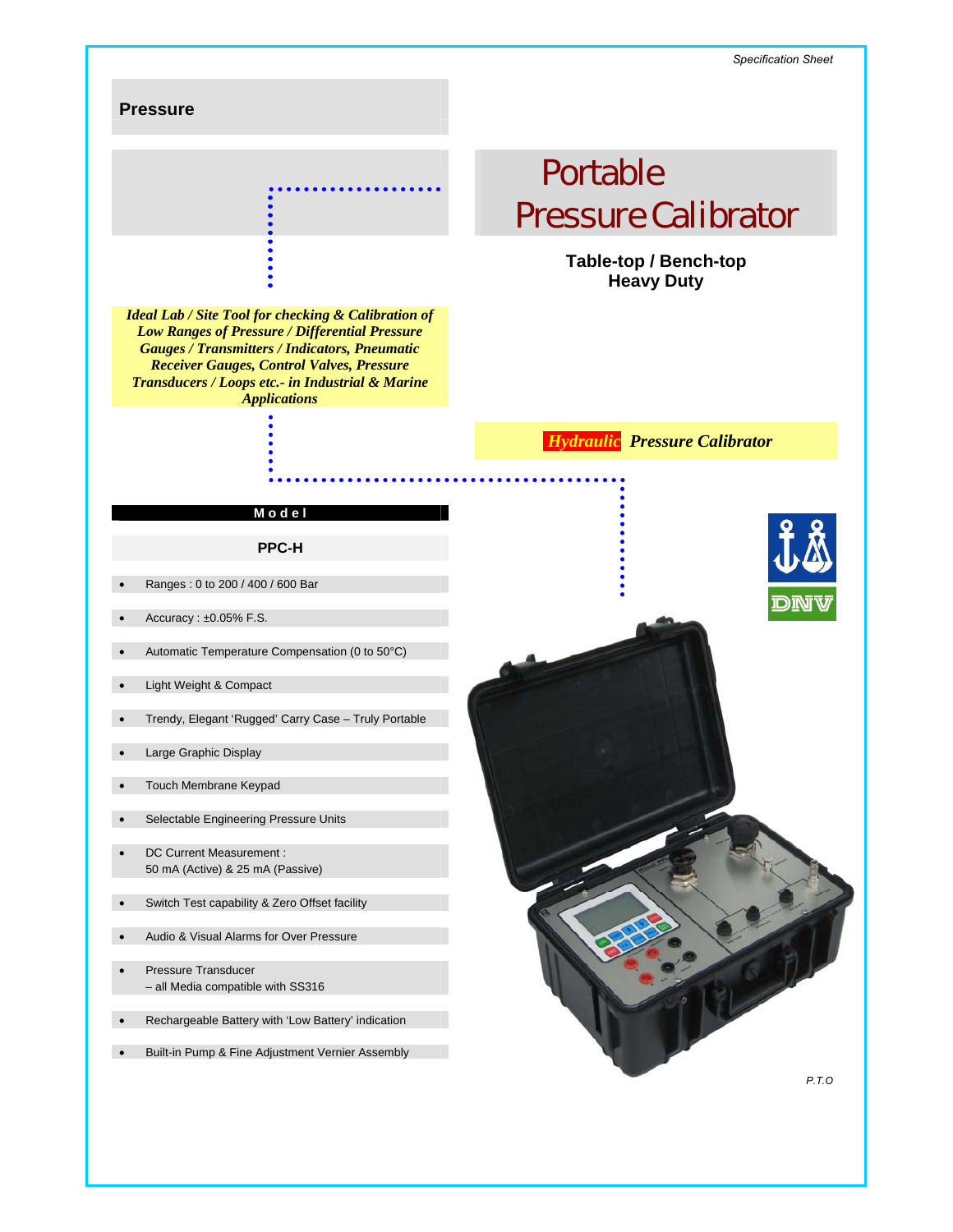Specification Sheet

## Pressure

# Portable Pressure Calibrator

**Table-top / Bench-top**
**Heavy Duty**

***Ideal Lab / Site Tool for checking & Calibration of Low Ranges of Pressure / Differential Pressure Gauges / Transmitters / Indicators, Pneumatic Receiver Gauges, Control Valves, Pressure Transducers / Loops etc.- in Industrial & Marine Applications***

***Hydraulic Pressure Calibrator***

**Model**

**PPC-H**

- Ranges : 0 to 200 / 400 / 600 Bar
- Accuracy : ±0.05% F.S.
- Automatic Temperature Compensation (0 to 50°C)
- Light Weight & Compact
- Trendy, Elegant 'Rugged' Carry Case – Truly Portable
- Large Graphic Display
- Touch Membrane Keypad
- Selectable Engineering Pressure Units
- DC Current Measurement : 50 mA (Active) & 25 mA (Passive)
- Switch Test capability & Zero Offset facility
- Audio & Visual Alarms for Over Pressure
- Pressure Transducer – all Media compatible with SS316
- Rechargeable Battery with 'Low Battery' indication
- Built-in Pump & Fine Adjustment Vernier Assembly

DNV

P.T.O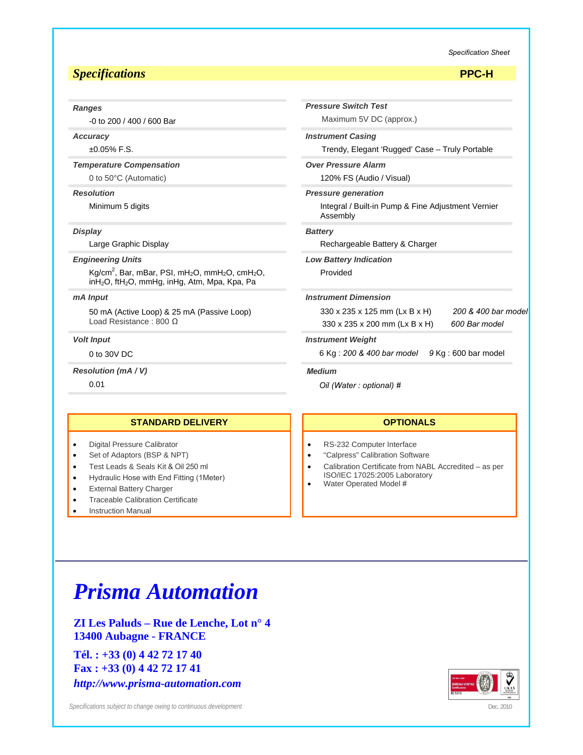## Specifications

**PPC-H**

***Ranges***

-0 to 200 / 400 / 600 Bar

***Accuracy***

±0.05% F.S.

***Temperature Compensation***

0 to 50°C (Automatic)

***Resolution***

Minimum 5 digits

***Display***

Large Graphic Display

***Engineering Units***

Kg/cm$^2$, Bar, mBar, PSI, m$H_2O$, mm$H_2O$, cm$H_2O$, in$H_2O$, ft$H_2O$, mmHg, inHg, Atm, Mpa, Kpa, Pa

***mA Input***

50 mA (Active Loop) & 25 mA (Passive Loop)
Load Resistance : 800 Ω

***Volt Input***

0 to 30V DC

***Resolution (mA / V)***

0.01

***Pressure Switch Test***

Maximum 5V DC (approx.)

***Instrument Casing***

Trendy, Elegant 'Rugged' Case – Truly Portable

***Over Pressure Alarm***

120% FS (Audio / Visual)

***Pressure generation***

Integral / Built-in Pump & Fine Adjustment Vernier Assembly

***Battery***

Rechargeable Battery & Charger

***Low Battery Indication***

Provided

***Instrument Dimension***

330 x 235 x 125 mm (Lx B x H) *200 & 400 bar model*
330 x 235 x 200 mm (Lx B x H) *600 Bar model*

***Instrument Weight***

6 Kg : *200 & 400 bar model* 9 Kg : 600 bar model

***Medium***

*Oil (Water : optional) #*

### STANDARD DELIVERY

- Digital Pressure Calibrator
- Set of Adaptors (BSP & NPT)
- Test Leads & Seals Kit & Oil 250 ml
- Hydraulic Hose with End Fitting (1Meter)
- External Battery Charger
- Traceable Calibration Certificate
- Instruction Manual

### OPTIONALS

- RS-232 Computer Interface
- "Calpress" Calibration Software
- Calibration Certificate from NABL Accredited – as per ISO/IEC 17025:2005 Laboratory
- Water Operated Model #

# *Prisma Automation*

**ZI Les Paluds – Rue de Lenche, Lot n° 4**
**13400 Aubagne - FRANCE**

**Tél. : +33 (0) 4 42 72 17 40**
**Fax : +33 (0) 4 42 72 17 41**

***http://www.prisma-automation.com***

*Specifications subject to change owing to continuous development*

Dec. 2010